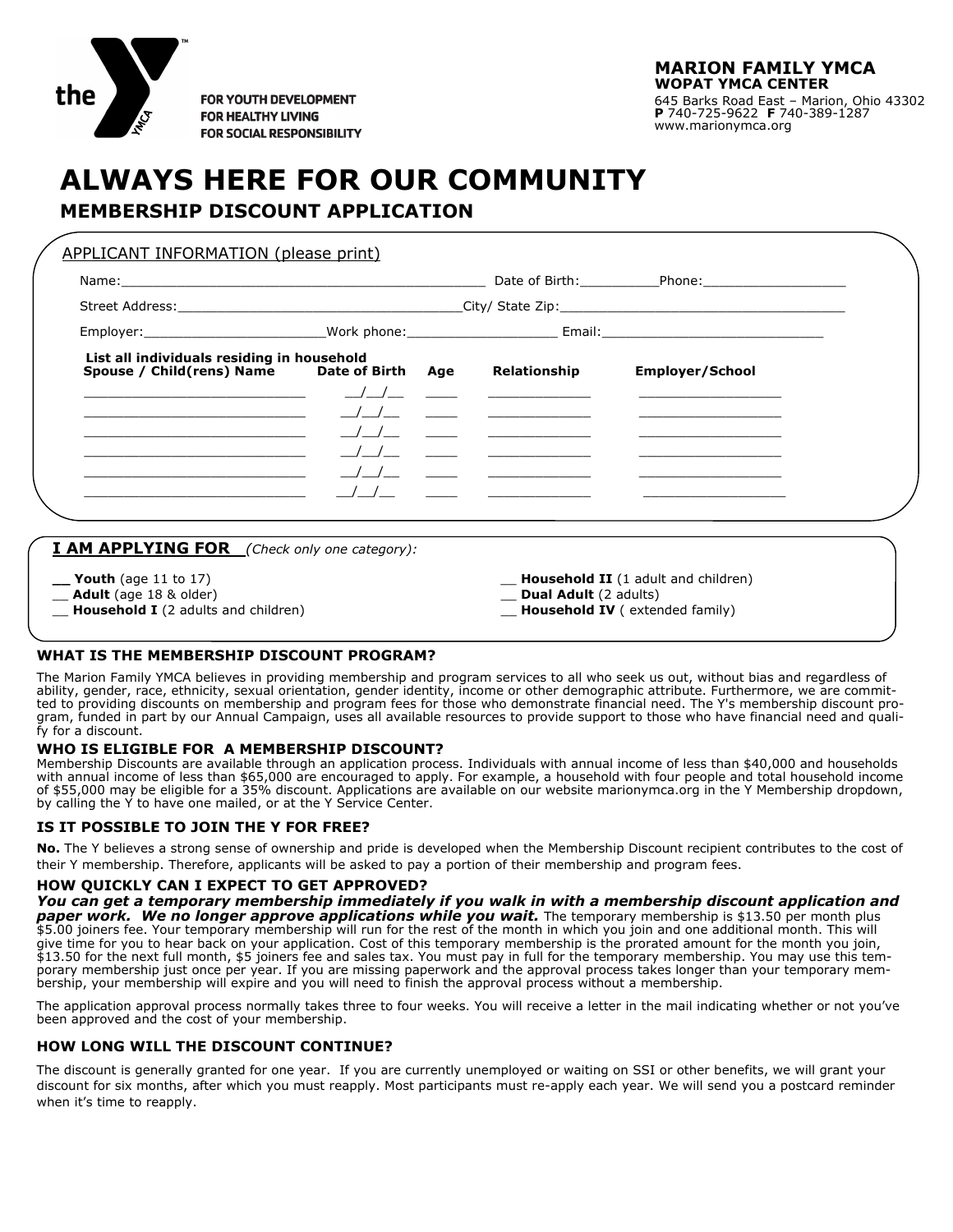the YMCA

FOR YOUTH DEVELOPMENT
FOR HEALTHY LIVING
FOR SOCIAL RESPONSIBILITY

**MARION FAMILY YMCA**
**WOPAT YMCA CENTER**
645 Barks Road East – Marion, Ohio 43302
**P** 740-725-9622 **F** 740-389-1287
www.marionymca.org

# ALWAYS HERE FOR OUR COMMUNITY

## MEMBERSHIP DISCOUNT APPLICATION

APPLICANT INFORMATION (please print)

Name:_____________________________________________ Date of Birth:_________Phone:__________________

Street Address:__________________________________City/ State Zip:___________________________________

Employer:______________________Work phone:__________________ Email:____________________________

**List all individuals residing in household**

| Spouse / Child(rens) Name | Date of Birth | Age | Relationship | Employer/School |
|---|---|---|---|---|
| __________________________ | __/__/__ | ____ | ____________ | _________________ |
| __________________________ | __/__/__ | ____ | ____________ | _________________ |
| __________________________ | __/__/__ | ____ | ____________ | _________________ |
| __________________________ | __/__/__ | ____ | ____________ | _________________ |
| __________________________ | __/__/__ | ____ | ____________ | _________________ |
| __________________________ | __/__/__ | ____ | ____________ | _________________ |

**I AM APPLYING FOR** *(Check only one category):*

__ **Youth** (age 11 to 17)
__ **Adult** (age 18 & older)
__ **Household I** (2 adults and children)
__ **Household II** (1 adult and children)
__ **Dual Adult** (2 adults)
__ **Household IV** ( extended family)

### WHAT IS THE MEMBERSHIP DISCOUNT PROGRAM?

The Marion Family YMCA believes in providing membership and program services to all who seek us out, without bias and regardless of ability, gender, race, ethnicity, sexual orientation, gender identity, income or other demographic attribute. Furthermore, we are committed to providing discounts on membership and program fees for those who demonstrate financial need. The Y's membership discount program, funded in part by our Annual Campaign, uses all available resources to provide support to those who have financial need and qualify for a discount.

### WHO IS ELIGIBLE FOR A MEMBERSHIP DISCOUNT?

Membership Discounts are available through an application process. Individuals with annual income of less than $40,000 and households with annual income of less than $65,000 are encouraged to apply. For example, a household with four people and total household income of $55,000 may be eligible for a 35% discount. Applications are available on our website marionymca.org in the Y Membership dropdown, by calling the Y to have one mailed, or at the Y Service Center.

### IS IT POSSIBLE TO JOIN THE Y FOR FREE?

**No.** The Y believes a strong sense of ownership and pride is developed when the Membership Discount recipient contributes to the cost of their Y membership. Therefore, applicants will be asked to pay a portion of their membership and program fees.

### HOW QUICKLY CAN I EXPECT TO GET APPROVED?

***You can get a temporary membership immediately if you walk in with a membership discount application and paper work. We no longer approve applications while you wait.*** The temporary membership is $13.50 per month plus $5.00 joiners fee. Your temporary membership will run for the rest of the month in which you join and one additional month. This will give time for you to hear back on your application. Cost of this temporary membership is the prorated amount for the month you join, $13.50 for the next full month, $5 joiners fee and sales tax. You must pay in full for the temporary membership. You may use this temporary membership just once per year. If you are missing paperwork and the approval process takes longer than your temporary membership, your membership will expire and you will need to finish the approval process without a membership.

The application approval process normally takes three to four weeks. You will receive a letter in the mail indicating whether or not you've been approved and the cost of your membership.

### HOW LONG WILL THE DISCOUNT CONTINUE?

The discount is generally granted for one year. If you are currently unemployed or waiting on SSI or other benefits, we will grant your discount for six months, after which you must reapply. Most participants must re-apply each year. We will send you a postcard reminder when it's time to reapply.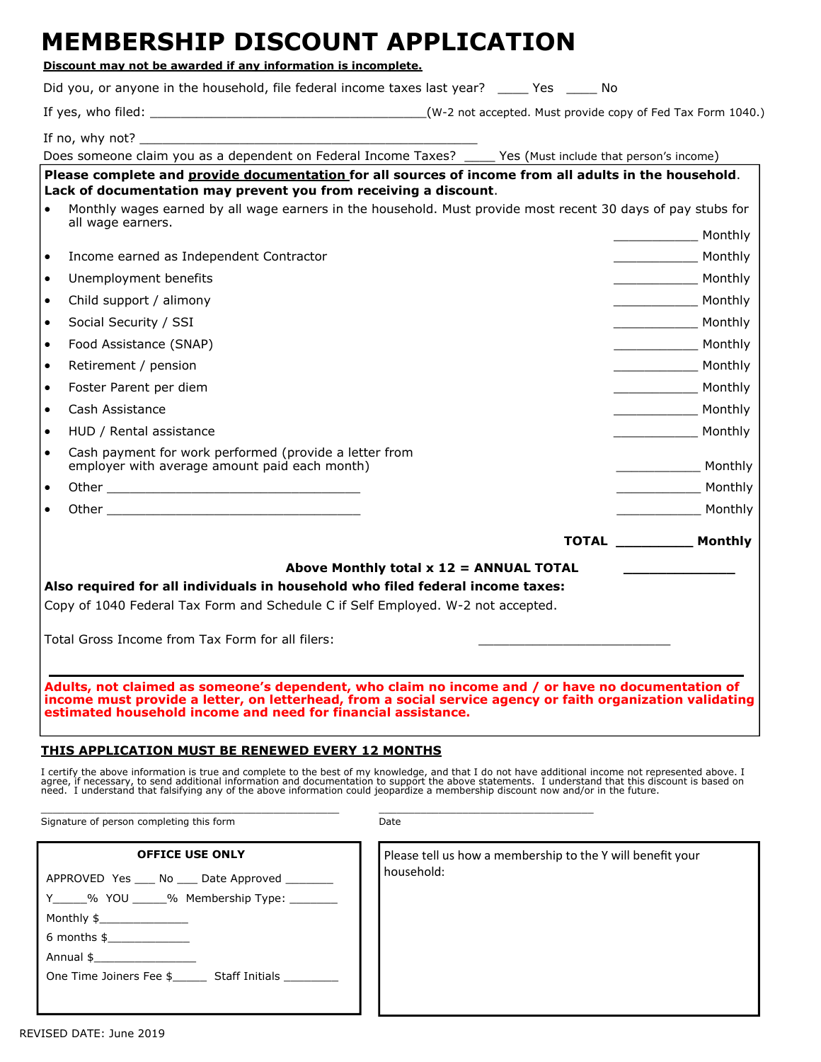# MEMBERSHIP DISCOUNT APPLICATION

**Discount may not be awarded if any information is incomplete.**

Did you, or anyone in the household, file federal income taxes last year? ____ Yes ____ No

If yes, who filed: ______________________________________(W-2 not accepted. Must provide copy of Fed Tax Form 1040.)

If no, why not? ______________________________________________

Does someone claim you as a dependent on Federal Income Taxes? ____ Yes (Must include that person's income)

**Please complete and provide documentation for all sources of income from all adults in the household. Lack of documentation may prevent you from receiving a discount.**

- Monthly wages earned by all wage earners in the household. Must provide most recent 30 days of pay stubs for all wage earners. ___________ Monthly
- Income earned as Independent Contractor ___________ Monthly
- Unemployment benefits ___________ Monthly
- Child support / alimony ___________ Monthly
- Social Security / SSI ___________ Monthly
- Food Assistance (SNAP) ___________ Monthly
- Retirement / pension ___________ Monthly
- Foster Parent per diem ___________ Monthly
- Cash Assistance ___________ Monthly
- HUD / Rental assistance ___________ Monthly
- Cash payment for work performed (provide a letter from employer with average amount paid each month) ___________ Monthly
- Other __________________________________ ___________ Monthly
- Other __________________________________ ___________ Monthly

**TOTAL __________ Monthly**

**Above Monthly total x 12 = ANNUAL TOTAL** _____________

**Also required for all individuals in household who filed federal income taxes:**

Copy of 1040 Federal Tax Form and Schedule C if Self Employed. W-2 not accepted.

Total Gross Income from Tax Form for all filers: _________________________

**Adults, not claimed as someone's dependent, who claim no income and / or have no documentation of income must provide a letter, on letterhead, from a social service agency or faith organization validating estimated household income and need for financial assistance.**

**THIS APPLICATION MUST BE RENEWED EVERY 12 MONTHS**

I certify the above information is true and complete to the best of my knowledge, and that I do not have additional income not represented above. I agree, if necessary, to send additional information and documentation to support the above statements. I understand that this discount is based on need. I understand that falsifying any of the above information could jeopardize a membership discount now and/or in the future.

________________________________________ Signature of person completing this form

________________________________ Date

**OFFICE USE ONLY**

APPROVED Yes ___ No ___ Date Approved _______

Y_____% YOU _____% Membership Type: _______

Monthly $_____________

6 months $_____________

Annual $_______________

One Time Joiners Fee $_____ Staff Initials ________

Please tell us how a membership to the Y will benefit your household:

REVISED DATE: June 2019